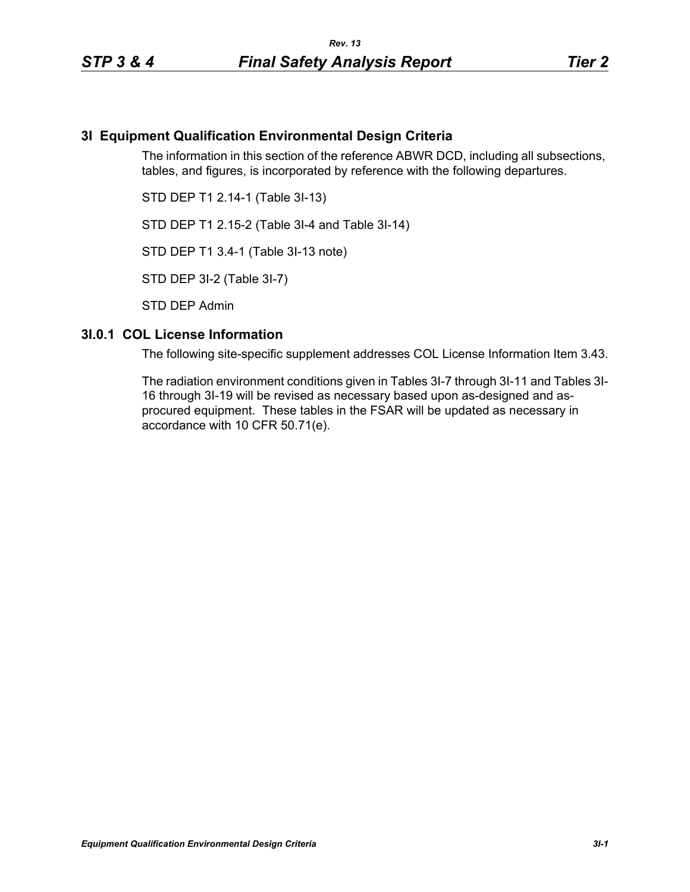# 3I Equipment Qualification Environmental Design Criteria

The information in this section of the reference ABWR DCD, including all subsections, tables, and figures, is incorporated by reference with the following departures.

STD DEP T1 2.14-1 (Table 3I-13)

STD DEP T1 2.15-2 (Table 3I-4 and Table 3I-14)

STD DEP T1 3.4-1 (Table 3I-13 note)

STD DEP 3I-2 (Table 3I-7)

STD DEP Admin

## 3I.0.1 COL License Information

The following site-specific supplement addresses COL License Information Item 3.43.

The radiation environment conditions given in Tables 3I-7 through 3I-11 and Tables 3I-16 through 3I-19 will be revised as necessary based upon as-designed and as-procured equipment. These tables in the FSAR will be updated as necessary in accordance with 10 CFR 50.71(e).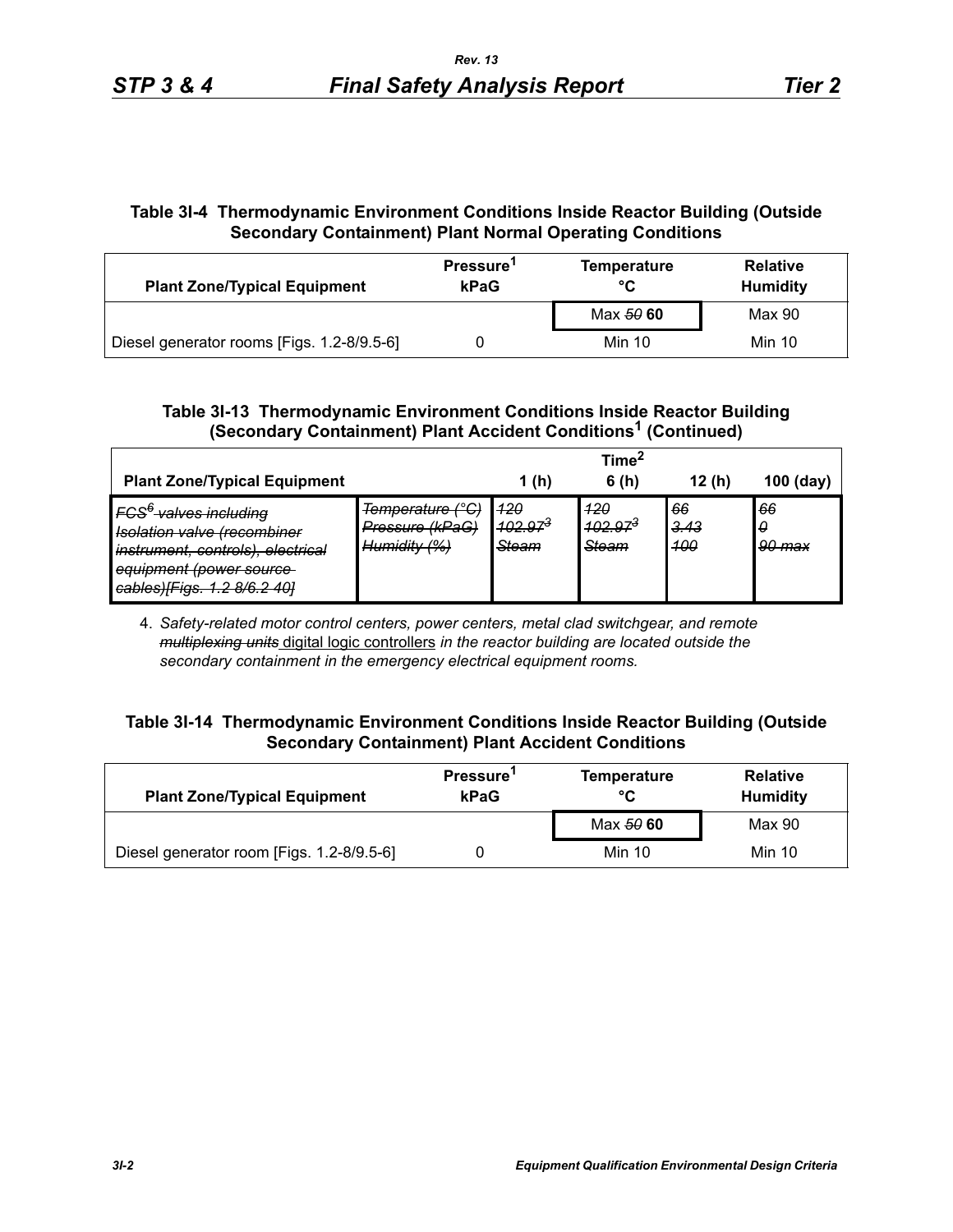**Table 3I-4 Thermodynamic Environment Conditions Inside Reactor Building (Outside Secondary Containment) Plant Normal Operating Conditions**

| Plant Zone/Typical Equipment | Pressure[1] kPaG | Temperature °C | Relative Humidity |
|---|---|---|---|
| | | Max ~~50~~ **60** | Max 90 |
| Diesel generator rooms [Figs. 1.2-8/9.5-6] | 0 | Min 10 | Min 10 |

**Table 3I-13 Thermodynamic Environment Conditions Inside Reactor Building (Secondary Containment) Plant Accident Conditions[1] (Continued)**

| Plant Zone/Typical Equipment | | Time[2] 1 (h) | 6 (h) | 12 (h) | 100 (day) |
|---|---|---|---|---|---|
| ~~*FCS[6] valves including Isolation valve (recombiner instrument, controls), electrical equipment (power source cables)[Figs. 1.2 8/6.2 40]*~~ | ~~*Temperature (°C)*~~<br>~~*Pressure (kPaG)*~~<br>~~*Humidity (%)*~~ | ~~*120*~~<br>~~*102.97[3]*~~<br>~~*Steam*~~ | ~~*120*~~<br>~~*102.97[3]*~~<br>~~*Steam*~~ | ~~*66*~~<br>~~*3.43*~~<br>~~*100*~~ | ~~*66*~~<br>~~*0*~~<br>~~*90 max*~~ |

4. *Safety-related motor control centers, power centers, metal clad switchgear, and remote* ~~*multiplexing units*~~ <u>digital logic controllers</u> *in the reactor building are located outside the secondary containment in the emergency electrical equipment rooms.*

**Table 3I-14 Thermodynamic Environment Conditions Inside Reactor Building (Outside Secondary Containment) Plant Accident Conditions**

| Plant Zone/Typical Equipment | Pressure[1] kPaG | Temperature °C | Relative Humidity |
|---|---|---|---|
| | | Max ~~50~~ **60** | Max 90 |
| Diesel generator room [Figs. 1.2-8/9.5-6] | 0 | Min 10 | Min 10 |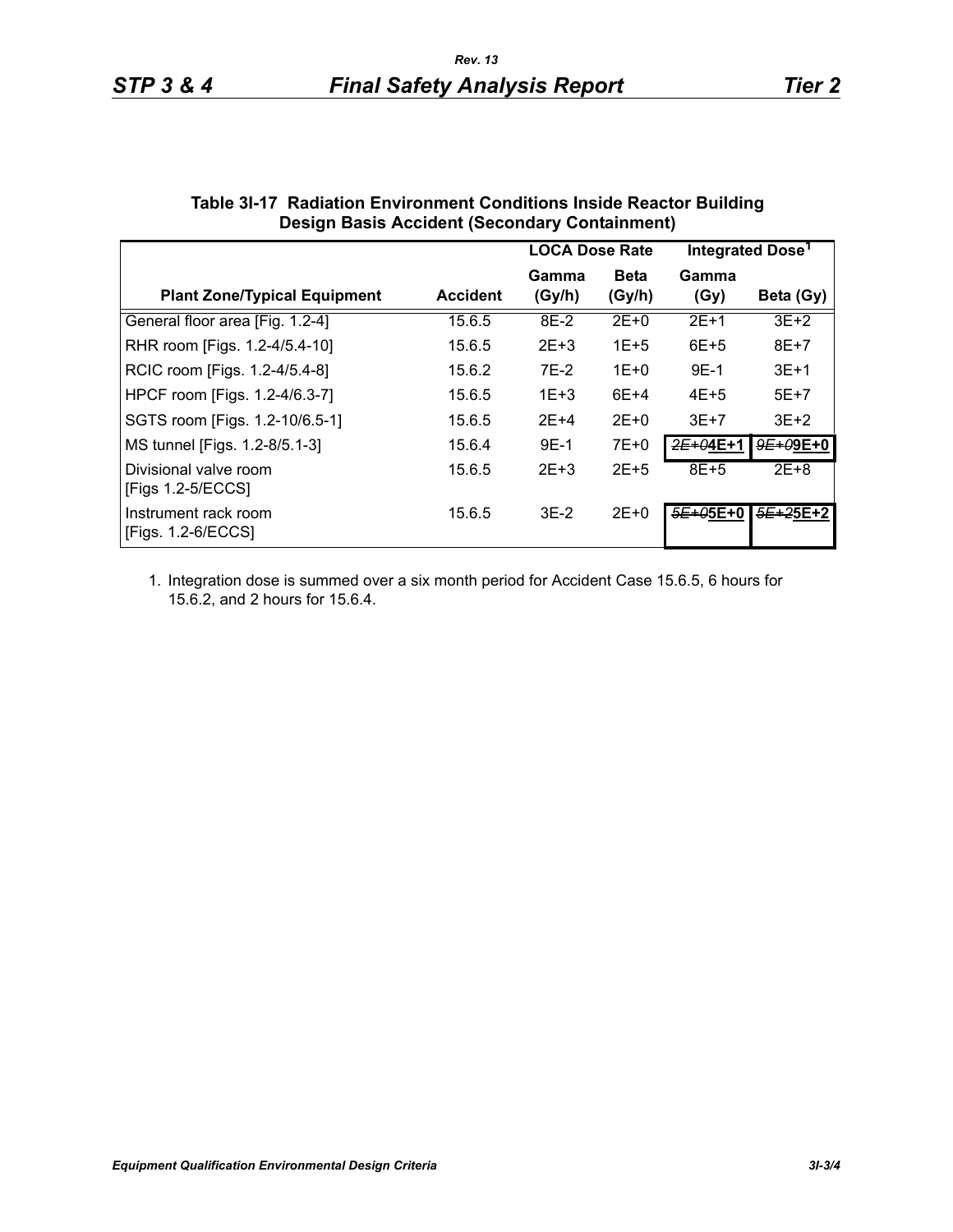**Table 3I-17 Radiation Environment Conditions Inside Reactor Building Design Basis Accident (Secondary Containment)**

| | | LOCA Dose Rate | | Integrated Dose[1] | |
|---|---|---|---|---|---|
| Plant Zone/Typical Equipment | Accident | Gamma (Gy/h) | Beta (Gy/h) | Gamma (Gy) | Beta (Gy) |
| General floor area [Fig. 1.2-4] | 15.6.5 | 8E-2 | 2E+0 | 2E+1 | 3E+2 |
| RHR room [Figs. 1.2-4/5.4-10] | 15.6.5 | 2E+3 | 1E+5 | 6E+5 | 8E+7 |
| RCIC room [Figs. 1.2-4/5.4-8] | 15.6.2 | 7E-2 | 1E+0 | 9E-1 | 3E+1 |
| HPCF room [Figs. 1.2-4/6.3-7] | 15.6.5 | 1E+3 | 6E+4 | 4E+5 | 5E+7 |
| SGTS room [Figs. 1.2-10/6.5-1] | 15.6.5 | 2E+4 | 2E+0 | 3E+7 | 3E+2 |
| MS tunnel [Figs. 1.2-8/5.1-3] | 15.6.4 | 9E-1 | 7E+0 | ~~2E+0~~ **4E+1** | ~~9E+0~~ **9E+0** |
| Divisional valve room [Figs 1.2-5/ECCS] | 15.6.5 | 2E+3 | 2E+5 | 8E+5 | 2E+8 |
| Instrument rack room [Figs. 1.2-6/ECCS] | 15.6.5 | 3E-2 | 2E+0 | ~~5E+0~~ **5E+0** | ~~5E+2~~ **5E+2** |

1. Integration dose is summed over a six month period for Accident Case 15.6.5, 6 hours for 15.6.2, and 2 hours for 15.6.4.